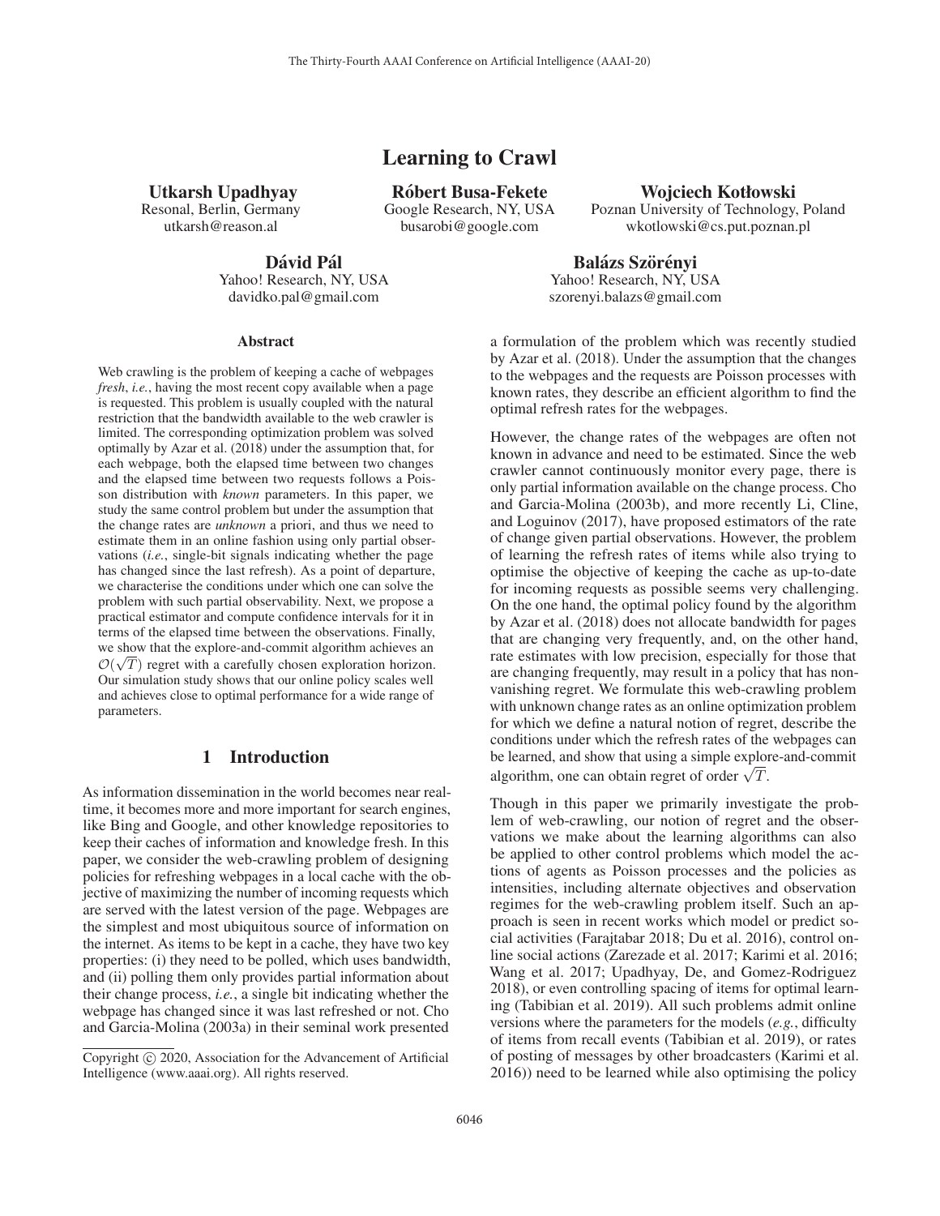# Learning to Crawl

**Utkarsh Upadhyay**
Resonal, Berlin, Germany
utkarsh@reason.al

**Róbert Busa-Fekete**
Google Research, NY, USA
busarobi@google.com

**Wojciech Kotłowski**
Poznan University of Technology, Poland
wkotlowski@cs.put.poznan.pl

**Dávid Pál**
Yahoo! Research, NY, USA
davidko.pal@gmail.com

**Balázs Szörényi**
Yahoo! Research, NY, USA
szorenyi.balazs@gmail.com

## Abstract

Web crawling is the problem of keeping a cache of webpages *fresh*, *i.e.*, having the most recent copy available when a page is requested. This problem is usually coupled with the natural restriction that the bandwidth available to the web crawler is limited. The corresponding optimization problem was solved optimally by Azar et al. (2018) under the assumption that, for each webpage, both the elapsed time between two changes and the elapsed time between two requests follows a Poisson distribution with *known* parameters. In this paper, we study the same control problem but under the assumption that the change rates are *unknown* a priori, and thus we need to estimate them in an online fashion using only partial observations (*i.e.*, single-bit signals indicating whether the page has changed since the last refresh). As a point of departure, we characterise the conditions under which one can solve the problem with such partial observability. Next, we propose a practical estimator and compute confidence intervals for it in terms of the elapsed time between the observations. Finally, we show that the explore-and-commit algorithm achieves an $\mathcal{O}(\sqrt{T})$ regret with a carefully chosen exploration horizon. Our simulation study shows that our online policy scales well and achieves close to optimal performance for a wide range of parameters.

## 1 Introduction

As information dissemination in the world becomes near real-time, it becomes more and more important for search engines, like Bing and Google, and other knowledge repositories to keep their caches of information and knowledge fresh. In this paper, we consider the web-crawling problem of designing policies for refreshing webpages in a local cache with the objective of maximizing the number of incoming requests which are served with the latest version of the page. Webpages are the simplest and most ubiquitous source of information on the internet. As items to be kept in a cache, they have two key properties: (i) they need to be polled, which uses bandwidth, and (ii) polling them only provides partial information about their change process, *i.e.*, a single bit indicating whether the webpage has changed since it was last refreshed or not. Cho and Garcia-Molina (2003a) in their seminal work presented a formulation of the problem which was recently studied by Azar et al. (2018). Under the assumption that the changes to the webpages and the requests are Poisson processes with known rates, they describe an efficient algorithm to find the optimal refresh rates for the webpages.

However, the change rates of the webpages are often not known in advance and need to be estimated. Since the web crawler cannot continuously monitor every page, there is only partial information available on the change process. Cho and Garcia-Molina (2003b), and more recently Li, Cline, and Loguinov (2017), have proposed estimators of the rate of change given partial observations. However, the problem of learning the refresh rates of items while also trying to optimise the objective of keeping the cache as up-to-date for incoming requests as possible seems very challenging. On the one hand, the optimal policy found by the algorithm by Azar et al. (2018) does not allocate bandwidth for pages that are changing very frequently, and, on the other hand, rate estimates with low precision, especially for those that are changing frequently, may result in a policy that has non-vanishing regret. We formulate this web-crawling problem with unknown change rates as an online optimization problem for which we define a natural notion of regret, describe the conditions under which the refresh rates of the webpages can be learned, and show that using a simple explore-and-commit algorithm, one can obtain regret of order $\sqrt{T}$.

Though in this paper we primarily investigate the problem of web-crawling, our notion of regret and the observations we make about the learning algorithms can also be applied to other control problems which model the actions of agents as Poisson processes and the policies as intensities, including alternate objectives and observation regimes for the web-crawling problem itself. Such an approach is seen in recent works which model or predict social activities (Farajtabar 2018; Du et al. 2016), control online social actions (Zarezade et al. 2017; Karimi et al. 2016; Wang et al. 2017; Upadhyay, De, and Gomez-Rodriguez 2018), or even controlling spacing of items for optimal learning (Tabibian et al. 2019). All such problems admit online versions where the parameters for the models (*e.g.*, difficulty of items from recall events (Tabibian et al. 2019), or rates of posting of messages by other broadcasters (Karimi et al. 2016)) need to be learned while also optimising the policy

Copyright © 2020, Association for the Advancement of Artificial Intelligence (www.aaai.org). All rights reserved.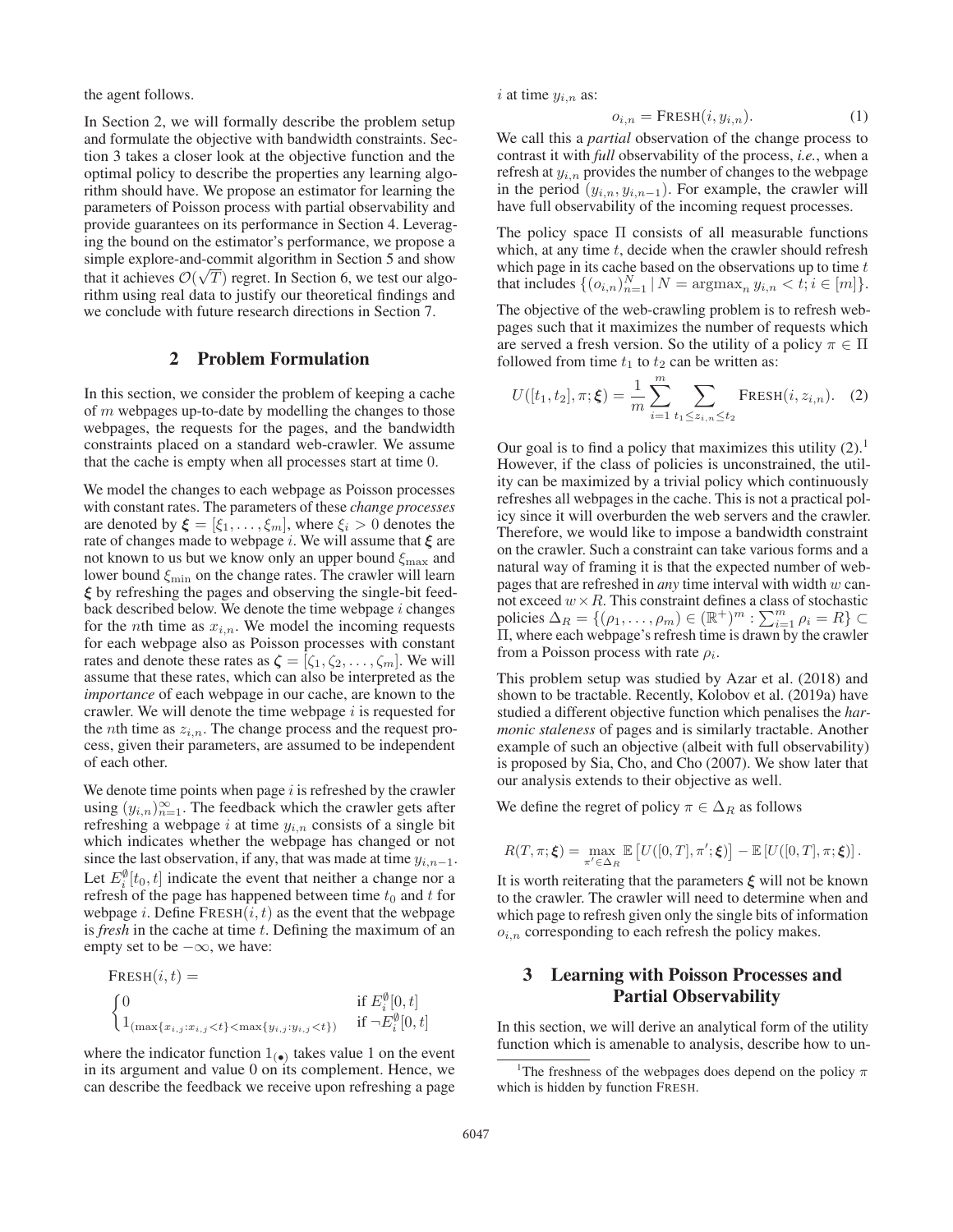the agent follows.

In Section 2, we will formally describe the problem setup and formulate the objective with bandwidth constraints. Section 3 takes a closer look at the objective function and the optimal policy to describe the properties any learning algorithm should have. We propose an estimator for learning the parameters of Poisson process with partial observability and provide guarantees on its performance in Section 4. Leveraging the bound on the estimator's performance, we propose a simple explore-and-commit algorithm in Section 5 and show that it achieves $\mathcal{O}(\sqrt{T})$ regret. In Section 6, we test our algorithm using real data to justify our theoretical findings and we conclude with future research directions in Section 7.

## 2 Problem Formulation

In this section, we consider the problem of keeping a cache of $m$ webpages up-to-date by modelling the changes to those webpages, the requests for the pages, and the bandwidth constraints placed on a standard web-crawler. We assume that the cache is empty when all processes start at time 0.

We model the changes to each webpage as Poisson processes with constant rates. The parameters of these *change processes* are denoted by $\boldsymbol{\xi} = [\xi_1, \dots, \xi_m]$, where $\xi_i > 0$ denotes the rate of changes made to webpage $i$. We will assume that $\boldsymbol{\xi}$ are not known to us but we know only an upper bound $\xi_{\max}$ and lower bound $\xi_{\min}$ on the change rates. The crawler will learn $\boldsymbol{\xi}$ by refreshing the pages and observing the single-bit feedback described below. We denote the time webpage $i$ changes for the $n$th time as $x_{i,n}$. We model the incoming requests for each webpage also as Poisson processes with constant rates and denote these rates as $\boldsymbol{\zeta} = [\zeta_1, \zeta_2, \dots, \zeta_m]$. We will assume that these rates, which can also be interpreted as the *importance* of each webpage in our cache, are known to the crawler. We will denote the time webpage $i$ is requested for the $n$th time as $z_{i,n}$. The change process and the request process, given their parameters, are assumed to be independent of each other.

We denote time points when page $i$ is refreshed by the crawler using $(y_{i,n})_{n=1}^{\infty}$. The feedback which the crawler gets after refreshing a webpage $i$ at time $y_{i,n}$ consists of a single bit which indicates whether the webpage has changed or not since the last observation, if any, that was made at time $y_{i,n-1}$. Let $E_i^{\emptyset}[t_0, t]$ indicate the event that neither a change nor a refresh of the page has happened between time $t_0$ and $t$ for webpage $i$. Define $\textsc{Fresh}(i, t)$ as the event that the webpage is *fresh* in the cache at time $t$. Defining the maximum of an empty set to be $-\infty$, we have:

$$\textsc{Fresh}(i,t) = \begin{cases} 0 & \text{if } E_i^{\emptyset}[0,t] \\ 1_{(\max\{x_{i,j}:x_{i,j}<t\} < \max\{y_{i,j}:y_{i,j}<t\})} & \text{if } \neg E_i^{\emptyset}[0,t] \end{cases}$$

where the indicator function $1_{(\bullet)}$ takes value 1 on the event in its argument and value 0 on its complement. Hence, we can describe the feedback we receive upon refreshing a page $i$ at time $y_{i,n}$ as:

$$o_{i,n} = \textsc{Fresh}(i, y_{i,n}). \tag{1}$$

We call this a *partial* observation of the change process to contrast it with *full* observability of the process, *i.e.*, when a refresh at $y_{i,n}$ provides the number of changes to the webpage in the period $(y_{i,n}, y_{i,n-1})$. For example, the crawler will have full observability of the incoming request processes.

The policy space $\Pi$ consists of all measurable functions which, at any time $t$, decide when the crawler should refresh which page in its cache based on the observations up to time $t$ that includes $\{(o_{i,n})_{n=1}^{N} \mid N = \operatorname{argmax}_n y_{i,n} < t; i \in [m]\}$.

The objective of the web-crawling problem is to refresh webpages such that it maximizes the number of requests which are served a fresh version. So the utility of a policy $\pi \in \Pi$ followed from time $t_1$ to $t_2$ can be written as:

$$U([t_1, t_2], \pi; \boldsymbol{\xi}) = \frac{1}{m} \sum_{i=1}^{m} \sum_{t_1 \le z_{i,n} \le t_2} \textsc{Fresh}(i, z_{i,n}). \tag{2}$$

Our goal is to find a policy that maximizes this utility (2).[1] However, if the class of policies is unconstrained, the utility can be maximized by a trivial policy which continuously refreshes all webpages in the cache. This is not a practical policy since it will overburden the web servers and the crawler. Therefore, we would like to impose a bandwidth constraint on the crawler. Such a constraint can take various forms and a natural way of framing it is that the expected number of webpages that are refreshed in *any* time interval with width $w$ cannot exceed $w \times R$. This constraint defines a class of stochastic policies $\Delta_R = \{(\rho_1, \dots, \rho_m) \in (\mathbb{R}^+)^m : \sum_{i=1}^{m} \rho_i = R\} \subset \Pi$, where each webpage's refresh time is drawn by the crawler from a Poisson process with rate $\rho_i$.

This problem setup was studied by Azar et al. (2018) and shown to be tractable. Recently, Kolobov et al. (2019a) have studied a different objective function which penalises the *harmonic staleness* of pages and is similarly tractable. Another example of such an objective (albeit with full observability) is proposed by Sia, Cho, and Cho (2007). We show later that our analysis extends to their objective as well.

We define the regret of policy $\pi \in \Delta_R$ as follows

$$R(T, \pi; \boldsymbol{\xi}) = \max_{\pi' \in \Delta_R} \mathbb{E}\left[U([0,T], \pi'; \boldsymbol{\xi})\right] - \mathbb{E}\left[U([0,T], \pi; \boldsymbol{\xi})\right].$$

It is worth reiterating that the parameters $\boldsymbol{\xi}$ will not be known to the crawler. The crawler will need to determine when and which page to refresh given only the single bits of information $o_{i,n}$ corresponding to each refresh the policy makes.

## 3 Learning with Poisson Processes and Partial Observability

In this section, we will derive an analytical form of the utility function which is amenable to analysis, describe how to un-

[1] The freshness of the webpages does depend on the policy $\pi$ which is hidden by function $\textsc{Fresh}$.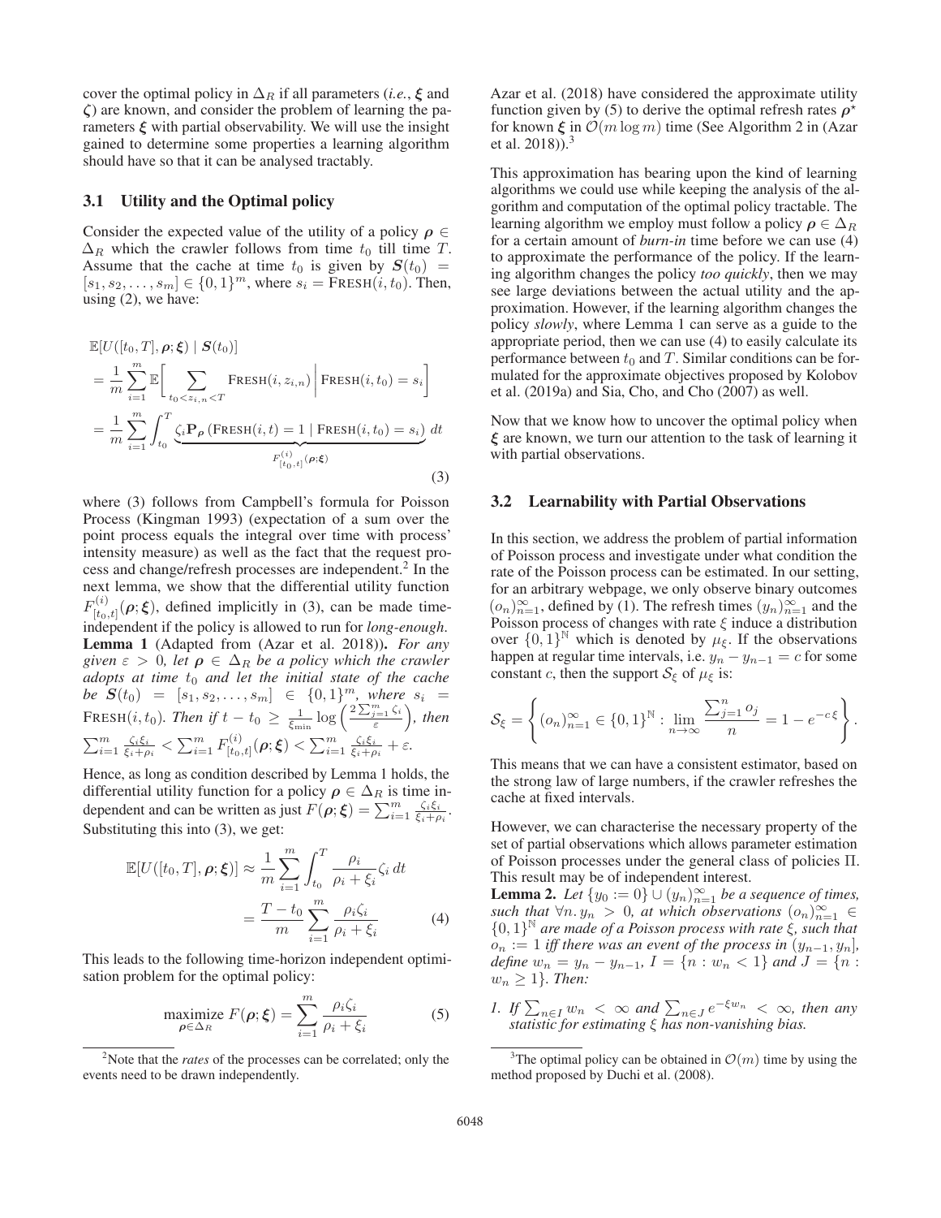cover the optimal policy in $\Delta_R$ if all parameters (*i.e.*, $\boldsymbol{\xi}$ and $\boldsymbol{\zeta}$) are known, and consider the problem of learning the parameters $\boldsymbol{\xi}$ with partial observability. We will use the insight gained to determine some properties a learning algorithm should have so that it can be analysed tractably.

### 3.1 Utility and the Optimal policy

Consider the expected value of the utility of a policy $\boldsymbol{\rho} \in \Delta_R$ which the crawler follows from time $t_0$ till time $T$. Assume that the cache at time $t_0$ is given by $\boldsymbol{S}(t_0) = [s_1, s_2, \ldots, s_m] \in \{0,1\}^m$, where $s_i = \textsc{Fresh}(i, t_0)$. Then, using (2), we have:

$$
\begin{aligned}
&\mathbb{E}[U([t_0, T], \boldsymbol{\rho}; \boldsymbol{\xi}) \mid \boldsymbol{S}(t_0)] \\
&= \frac{1}{m}\sum_{i=1}^{m} \mathbb{E}\Bigg[\sum_{t_0 < z_{i,n} < T} \textsc{Fresh}(i, z_{i,n}) \,\Bigg|\, \textsc{Fresh}(i, t_0) = s_i\Bigg] \\
&= \frac{1}{m}\sum_{i=1}^{m}\int_{t_0}^{T} \underbrace{\zeta_i \mathbf{P}_{\boldsymbol{\rho}}\left(\textsc{Fresh}(i,t) = 1 \mid \textsc{Fresh}(i,t_0) = s_i\right)}_{F^{(i)}_{[t_0,t]}(\boldsymbol{\rho};\boldsymbol{\xi})} \, dt
\end{aligned} \tag{3}
$$

where (3) follows from Campbell's formula for Poisson Process (Kingman 1993) (expectation of a sum over the point process equals the integral over time with process' intensity measure) as well as the fact that the request process and change/refresh processes are independent.[2] In the next lemma, we show that the differential utility function $F^{(i)}_{[t_0,t]}(\boldsymbol{\rho};\boldsymbol{\xi})$, defined implicitly in (3), can be made time-independent if the policy is allowed to run for *long-enough*.

**Lemma 1** (Adapted from (Azar et al. 2018))**.** *For any given $\varepsilon > 0$, let $\boldsymbol{\rho} \in \Delta_R$ be a policy which the crawler adopts at time $t_0$ and let the initial state of the cache be $\boldsymbol{S}(t_0) = [s_1, s_2, \ldots, s_m] \in \{0,1\}^m$, where $s_i = \textsc{Fresh}(i, t_0)$. Then if $t - t_0 \geq \frac{1}{\xi_{\min}} \log\left(\frac{2\sum_{j=1}^{m}\zeta_i}{\varepsilon}\right)$, then $\sum_{i=1}^{m}\frac{\zeta_i\xi_i}{\xi_i+\rho_i} < \sum_{i=1}^{m} F^{(i)}_{[t_0,t]}(\boldsymbol{\rho};\boldsymbol{\xi}) < \sum_{i=1}^{m}\frac{\zeta_i\xi_i}{\xi_i+\rho_i} + \varepsilon$.*

Hence, as long as condition described by Lemma 1 holds, the differential utility function for a policy $\boldsymbol{\rho} \in \Delta_R$ is time independent and can be written as just $F(\boldsymbol{\rho};\boldsymbol{\xi}) = \sum_{i=1}^{m}\frac{\zeta_i\xi_i}{\xi_i+\rho_i}$. Substituting this into (3), we get:

$$
\begin{aligned}
\mathbb{E}[U([t_0, T], \boldsymbol{\rho}; \boldsymbol{\xi})] &\approx \frac{1}{m}\sum_{i=1}^{m}\int_{t_0}^{T}\frac{\rho_i}{\rho_i+\xi_i}\zeta_i \, dt \\
&= \frac{T - t_0}{m}\sum_{i=1}^{m}\frac{\rho_i\zeta_i}{\rho_i+\xi_i}
\end{aligned} \tag{4}
$$

This leads to the following time-horizon independent optimisation problem for the optimal policy:

$$
\underset{\boldsymbol{\rho}\in\Delta_R}{\text{maximize}}\; F(\boldsymbol{\rho};\boldsymbol{\xi}) = \sum_{i=1}^{m}\frac{\rho_i\zeta_i}{\rho_i+\xi_i} \tag{5}
$$

[2] Note that the *rates* of the processes can be correlated; only the events need to be drawn independently.

Azar et al. (2018) have considered the approximate utility function given by (5) to derive the optimal refresh rates $\boldsymbol{\rho}^\star$ for known $\boldsymbol{\xi}$ in $\mathcal{O}(m \log m)$ time (See Algorithm 2 in (Azar et al. 2018)).[3]

This approximation has bearing upon the kind of learning algorithms we could use while keeping the analysis of the algorithm and computation of the optimal policy tractable. The learning algorithm we employ must follow a policy $\boldsymbol{\rho} \in \Delta_R$ for a certain amount of *burn-in* time before we can use (4) to approximate the performance of the policy. If the learning algorithm changes the policy *too quickly*, then we may see large deviations between the actual utility and the approximation. However, if the learning algorithm changes the policy *slowly*, where Lemma 1 can serve as a guide to the appropriate period, then we can use (4) to easily calculate its performance between $t_0$ and $T$. Similar conditions can be formulated for the approximate objectives proposed by Kolobov et al. (2019a) and Sia, Cho, and Cho (2007) as well.

Now that we know how to uncover the optimal policy when $\boldsymbol{\xi}$ are known, we turn our attention to the task of learning it with partial observations.

### 3.2 Learnability with Partial Observations

In this section, we address the problem of partial information of Poisson process and investigate under what condition the rate of the Poisson process can be estimated. In our setting, for an arbitrary webpage, we only observe binary outcomes $(o_n)_{n=1}^{\infty}$, defined by (1). The refresh times $(y_n)_{n=1}^{\infty}$ and the Poisson process of changes with rate $\xi$ induce a distribution over $\{0,1\}^{\mathbb{N}}$ which is denoted by $\mu_\xi$. If the observations happen at regular time intervals, i.e. $y_n - y_{n-1} = c$ for some constant $c$, then the support $\mathcal{S}_\xi$ of $\mu_\xi$ is:

$$
\mathcal{S}_\xi = \left\{(o_n)_{n=1}^{\infty} \in \{0,1\}^{\mathbb{N}} : \lim_{n\to\infty}\frac{\sum_{j=1}^{n} o_j}{n} = 1 - e^{-c\xi}\right\}.
$$

This means that we can have a consistent estimator, based on the strong law of large numbers, if the crawler refreshes the cache at fixed intervals.

However, we can characterise the necessary property of the set of partial observations which allows parameter estimation of Poisson processes under the general class of policies $\Pi$. This result may be of independent interest.

**Lemma 2.** *Let $\{y_0 := 0\} \cup (y_n)_{n=1}^{\infty}$ be a sequence of times, such that $\forall n.\, y_n > 0$, at which observations $(o_n)_{n=1}^{\infty} \in \{0,1\}^{\mathbb{N}}$ are made of a Poisson process with rate $\xi$, such that $o_n := 1$ iff there was an event of the process in $(y_{n-1}, y_n]$, define $w_n = y_n - y_{n-1}$, $I = \{n : w_n < 1\}$ and $J = \{n : w_n \geq 1\}$. Then:*

1. *If $\sum_{n\in I} w_n < \infty$ and $\sum_{n\in J} e^{-\xi w_n} < \infty$, then any statistic for estimating $\xi$ has non-vanishing bias.*

[3] The optimal policy can be obtained in $\mathcal{O}(m)$ time by using the method proposed by Duchi et al. (2008).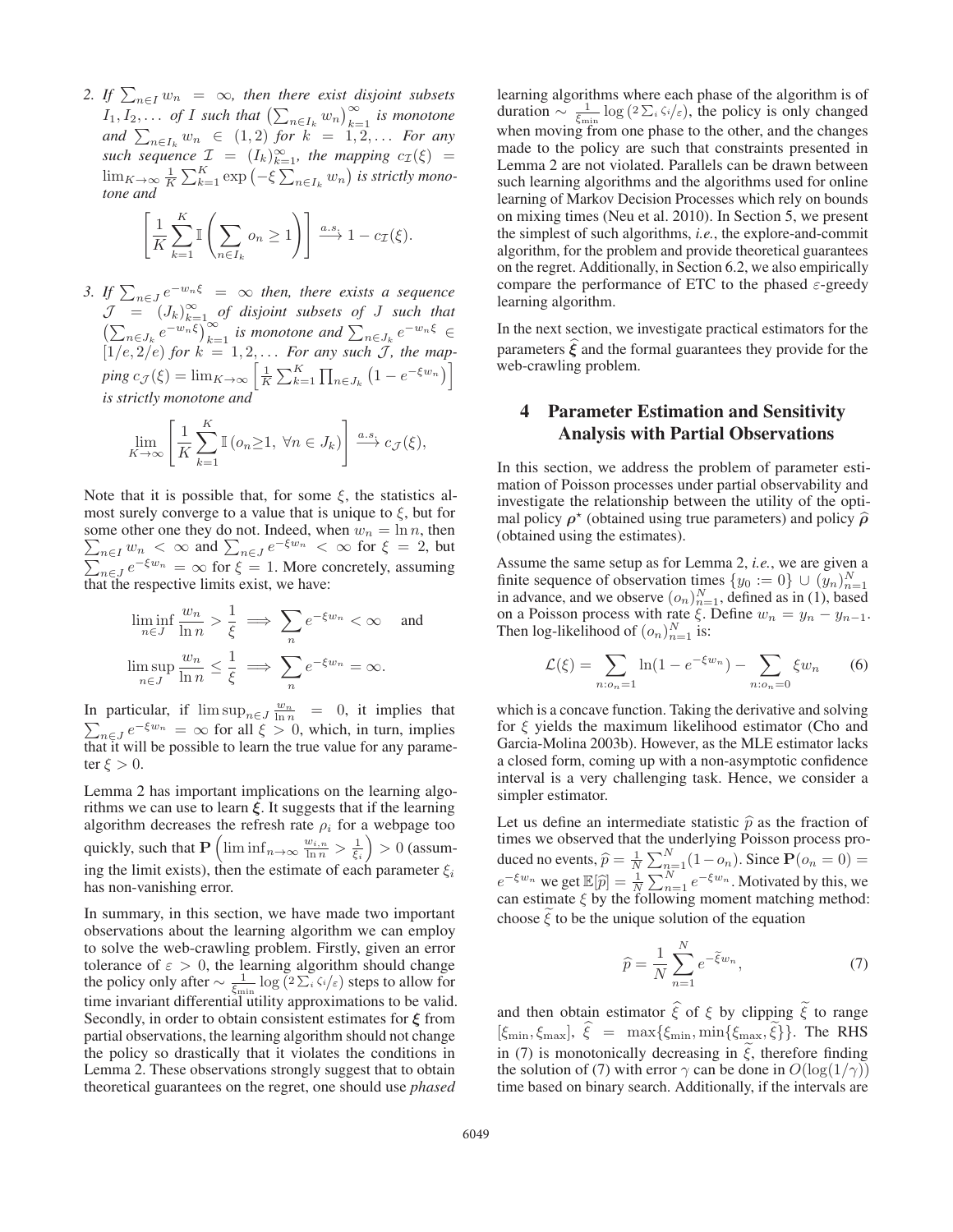2. *If $\sum_{n \in I} w_n = \infty$, then there exist disjoint subsets $I_1, I_2, \ldots$ of $I$ such that $\left(\sum_{n \in I_k} w_n\right)_{k=1}^{\infty}$ is monotone and $\sum_{n \in I_k} w_n \in (1, 2)$ for $k = 1, 2, \ldots$ For any such sequence $\mathcal{I} = (I_k)_{k=1}^{\infty}$, the mapping $c_{\mathcal{I}}(\xi) = \lim_{K \to \infty} \frac{1}{K} \sum_{k=1}^{K} \exp\left(-\xi \sum_{n \in I_k} w_n\right)$ is strictly monotone and*

$$\left[\frac{1}{K} \sum_{k=1}^{K} \mathbb{I}\left(\sum_{n \in I_k} o_n \geq 1\right)\right] \xrightarrow{a.s.} 1 - c_{\mathcal{I}}(\xi).$$

3. *If $\sum_{n \in J} e^{-w_n \xi} = \infty$ then, there exists a sequence $\mathcal{J} = (J_k)_{k=1}^{\infty}$ of disjoint subsets of $J$ such that $\left(\sum_{n \in J_k} e^{-w_n \xi}\right)_{k=1}^{\infty}$ is monotone and $\sum_{n \in J_k} e^{-w_n \xi} \in [1/e, 2/e)$ for $k = 1, 2, \ldots$ For any such $\mathcal{J}$, the mapping $c_{\mathcal{J}}(\xi) = \lim_{K \to \infty} \left[\frac{1}{K} \sum_{k=1}^{K} \prod_{n \in J_k} \left(1 - e^{-\xi w_n}\right)\right]$ is strictly monotone and*

$$\lim_{K \to \infty} \left[\frac{1}{K} \sum_{k=1}^{K} \mathbb{I}\left(o_n \geq 1,\ \forall n \in J_k\right)\right] \xrightarrow{a.s.} c_{\mathcal{J}}(\xi),$$

Note that it is possible that, for some $\xi$, the statistics almost surely converge to a value that is unique to $\xi$, but for some other one they do not. Indeed, when $w_n = \ln n$, then $\sum_{n \in I} w_n < \infty$ and $\sum_{n \in J} e^{-\xi w_n} < \infty$ for $\xi = 2$, but $\sum_{n \in J} e^{-\xi w_n} = \infty$ for $\xi = 1$. More concretely, assuming that the respective limits exist, we have:

$$\liminf_{n \in J} \frac{w_n}{\ln n} > \frac{1}{\xi} \implies \sum_{n} e^{-\xi w_n} < \infty \quad \text{and}$$

$$\limsup_{n \in J} \frac{w_n}{\ln n} \leq \frac{1}{\xi} \implies \sum_{n} e^{-\xi w_n} = \infty.$$

In particular, if $\limsup_{n \in J} \frac{w_n}{\ln n} = 0$, it implies that $\sum_{n \in J} e^{-\xi w_n} = \infty$ for all $\xi > 0$, which, in turn, implies that it will be possible to learn the true value for any parameter $\xi > 0$.

Lemma 2 has important implications on the learning algorithms we can use to learn $\boldsymbol{\xi}$. It suggests that if the learning algorithm decreases the refresh rate $\rho_i$ for a webpage too quickly, such that $\mathbf{P}\left(\liminf_{n \to \infty} \frac{w_{i,n}}{\ln n} > \frac{1}{\xi_i}\right) > 0$ (assuming the limit exists), then the estimate of each parameter $\xi_i$ has non-vanishing error.

In summary, in this section, we have made two important observations about the learning algorithm we can employ to solve the web-crawling problem. Firstly, given an error tolerance of $\varepsilon > 0$, the learning algorithm should change the policy only after $\sim \frac{1}{\xi_{\min}} \log\left(2 \sum_i \zeta_i / \varepsilon\right)$ steps to allow for time invariant differential utility approximations to be valid. Secondly, in order to obtain consistent estimates for $\boldsymbol{\xi}$ from partial observations, the learning algorithm should not change the policy so drastically that it violates the conditions in Lemma 2. These observations strongly suggest that to obtain theoretical guarantees on the regret, one should use *phased* learning algorithms where each phase of the algorithm is of duration $\sim \frac{1}{\xi_{\min}} \log\left(2 \sum_i \zeta_i / \varepsilon\right)$, the policy is only changed when moving from one phase to the other, and the changes made to the policy are such that constraints presented in Lemma 2 are not violated. Parallels can be drawn between such learning algorithms and the algorithms used for online learning of Markov Decision Processes which rely on bounds on mixing times (Neu et al. 2010). In Section 5, we present the simplest of such algorithms, *i.e.*, the explore-and-commit algorithm, for the problem and provide theoretical guarantees on the regret. Additionally, in Section 6.2, we also empirically compare the performance of ETC to the phased $\varepsilon$-greedy learning algorithm.

In the next section, we investigate practical estimators for the parameters $\widehat{\boldsymbol{\xi}}$ and the formal guarantees they provide for the web-crawling problem.

## 4 Parameter Estimation and Sensitivity Analysis with Partial Observations

In this section, we address the problem of parameter estimation of Poisson processes under partial observability and investigate the relationship between the utility of the optimal policy $\boldsymbol{\rho}^{\star}$ (obtained using true parameters) and policy $\widehat{\boldsymbol{\rho}}$ (obtained using the estimates).

Assume the same setup as for Lemma 2, *i.e.*, we are given a finite sequence of observation times $\{y_0 := 0\} \cup (y_n)_{n=1}^{N}$ in advance, and we observe $(o_n)_{n=1}^{N}$, defined as in (1), based on a Poisson process with rate $\xi$. Define $w_n = y_n - y_{n-1}$. Then log-likelihood of $(o_n)_{n=1}^{N}$ is:

$$\mathcal{L}(\xi) = \sum_{n: o_n = 1} \ln(1 - e^{-\xi w_n}) - \sum_{n: o_n = 0} \xi w_n \qquad (6)$$

which is a concave function. Taking the derivative and solving for $\xi$ yields the maximum likelihood estimator (Cho and Garcia-Molina 2003b). However, as the MLE estimator lacks a closed form, coming up with a non-asymptotic confidence interval is a very challenging task. Hence, we consider a simpler estimator.

Let us define an intermediate statistic $\widehat{p}$ as the fraction of times we observed that the underlying Poisson process produced no events, $\widehat{p} = \frac{1}{N} \sum_{n=1}^{N} (1 - o_n)$. Since $\mathbf{P}(o_n = 0) = e^{-\xi w_n}$ we get $\mathbb{E}[\widehat{p}] = \frac{1}{N} \sum_{n=1}^{N} e^{-\xi w_n}$. Motivated by this, we can estimate $\xi$ by the following moment matching method: choose $\widetilde{\xi}$ to be the unique solution of the equation

$$\widehat{p} = \frac{1}{N} \sum_{n=1}^{N} e^{-\widetilde{\xi} w_n}, \qquad (7)$$

and then obtain estimator $\widehat{\xi}$ of $\xi$ by clipping $\widetilde{\xi}$ to range $[\xi_{\min}, \xi_{\max}]$, $\widehat{\xi} = \max\{\xi_{\min}, \min\{\xi_{\max}, \widetilde{\xi}\}\}$. The RHS in (7) is monotonically decreasing in $\widetilde{\xi}$, therefore finding the solution of (7) with error $\gamma$ can be done in $O(\log(1/\gamma))$ time based on binary search. Additionally, if the intervals are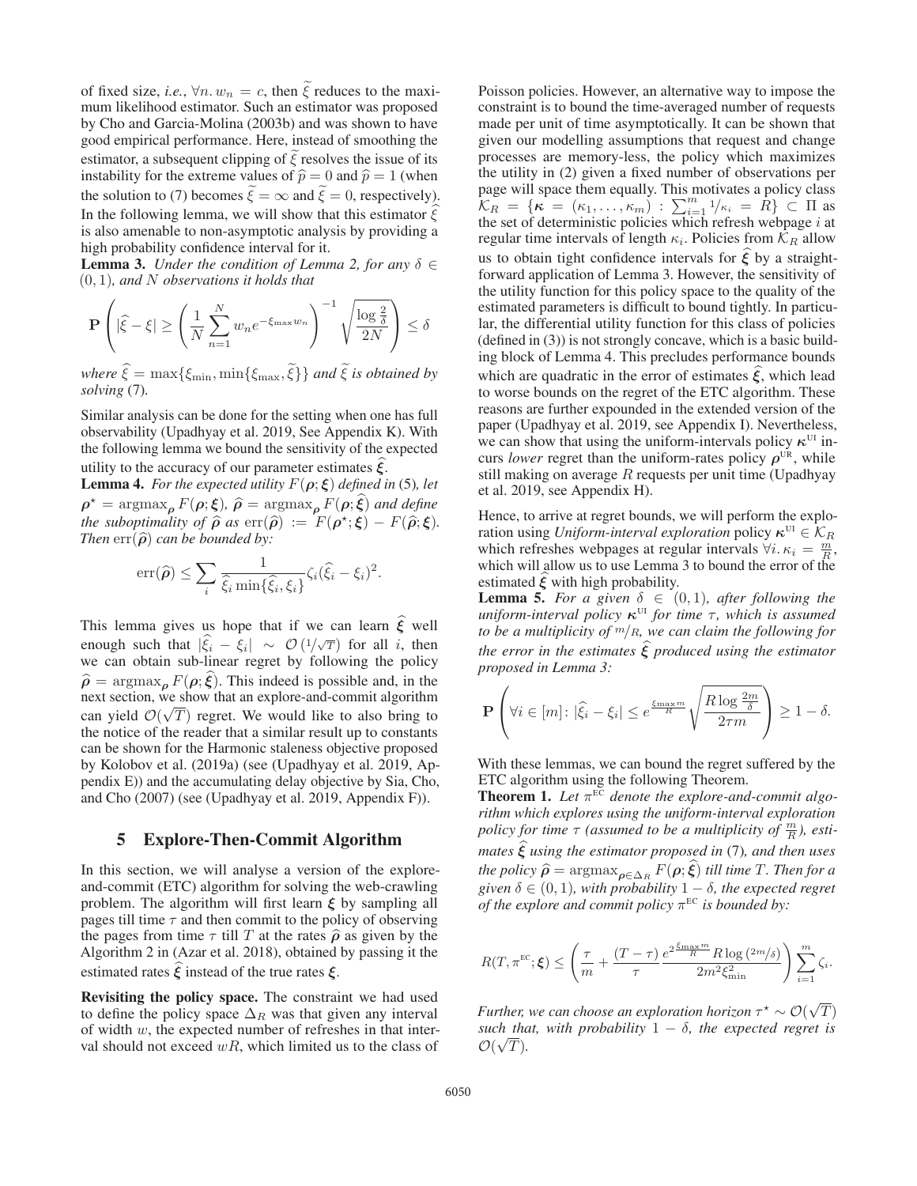of fixed size, *i.e.*, $\forall n.\, w_n = c$, then $\widetilde{\xi}$ reduces to the maximum likelihood estimator. Such an estimator was proposed by Cho and Garcia-Molina (2003b) and was shown to have good empirical performance. Here, instead of smoothing the estimator, a subsequent clipping of $\widetilde{\xi}$ resolves the issue of its instability for the extreme values of $\widehat{p} = 0$ and $\widehat{p} = 1$ (when the solution to (7) becomes $\widetilde{\xi} = \infty$ and $\widetilde{\xi} = 0$, respectively). In the following lemma, we will show that this estimator $\widehat{\xi}$ is also amenable to non-asymptotic analysis by providing a high probability confidence interval for it.

**Lemma 3.** *Under the condition of Lemma 2, for any $\delta \in (0, 1)$, and $N$ observations it holds that*

$$\mathbf{P}\left( |\widehat{\xi} - \xi| \geq \left( \frac{1}{N} \sum_{n=1}^{N} w_n e^{-\xi_{\max} w_n} \right)^{-1} \sqrt{\frac{\log \frac{2}{\delta}}{2N}} \right) \leq \delta$$

*where $\widehat{\xi} = \max\{\xi_{\min}, \min\{\xi_{\max}, \widetilde{\xi}\}\}$ and $\widetilde{\xi}$ is obtained by solving* (7).

Similar analysis can be done for the setting when one has full observability (Upadhyay et al. 2019, See Appendix K). With the following lemma we bound the sensitivity of the expected utility to the accuracy of our parameter estimates $\widehat{\boldsymbol{\xi}}$.

**Lemma 4.** *For the expected utility $F(\boldsymbol{\rho}; \boldsymbol{\xi})$ defined in* (5)*, let $\boldsymbol{\rho}^\star = \operatorname{argmax}_{\boldsymbol{\rho}} F(\boldsymbol{\rho}; \boldsymbol{\xi})$, $\widehat{\boldsymbol{\rho}} = \operatorname{argmax}_{\boldsymbol{\rho}} F(\boldsymbol{\rho}; \widehat{\boldsymbol{\xi}})$ and define the suboptimality of $\widehat{\boldsymbol{\rho}}$ as $\operatorname{err}(\widehat{\boldsymbol{\rho}}) := F(\boldsymbol{\rho}^\star; \boldsymbol{\xi}) - F(\widehat{\boldsymbol{\rho}}; \boldsymbol{\xi})$. Then $\operatorname{err}(\widehat{\boldsymbol{\rho}})$ can be bounded by:*

$$\operatorname{err}(\widehat{\boldsymbol{\rho}}) \leq \sum_i \frac{1}{\widehat{\xi}_i \min\{\widehat{\xi}_i, \xi_i\}} \zeta_i (\widehat{\xi}_i - \xi_i)^2.$$

This lemma gives us hope that if we can learn $\widehat{\boldsymbol{\xi}}$ well enough such that $|\widehat{\xi}_i - \xi_i| \sim \mathcal{O}(1/\sqrt{T})$ for all $i$, then we can obtain sub-linear regret by following the policy $\widehat{\boldsymbol{\rho}} = \operatorname{argmax}_{\boldsymbol{\rho}} F(\boldsymbol{\rho}; \widehat{\boldsymbol{\xi}})$. This indeed is possible and, in the next section, we show that an explore-and-commit algorithm can yield $\mathcal{O}(\sqrt{T})$ regret. We would like to also bring to the notice of the reader that a similar result up to constants can be shown for the Harmonic staleness objective proposed by Kolobov et al. (2019a) (see (Upadhyay et al. 2019, Appendix E)) and the accumulating delay objective by Sia, Cho, and Cho (2007) (see (Upadhyay et al. 2019, Appendix F)).

## 5 Explore-Then-Commit Algorithm

In this section, we will analyse a version of the explore-and-commit (ETC) algorithm for solving the web-crawling problem. The algorithm will first learn $\boldsymbol{\xi}$ by sampling all pages till time $\tau$ and then commit to the policy of observing the pages from time $\tau$ till $T$ at the rates $\widehat{\boldsymbol{\rho}}$ as given by the Algorithm 2 in (Azar et al. 2018), obtained by passing it the estimated rates $\widehat{\boldsymbol{\xi}}$ instead of the true rates $\boldsymbol{\xi}$.

**Revisiting the policy space.** The constraint we had used to define the policy space $\Delta_R$ was that given any interval of width $w$, the expected number of refreshes in that interval should not exceed $wR$, which limited us to the class of Poisson policies. However, an alternative way to impose the constraint is to bound the time-averaged number of requests made per unit of time asymptotically. It can be shown that given our modelling assumptions that request and change processes are memory-less, the policy which maximizes the utility in (2) given a fixed number of observations per page will space them equally. This motivates a policy class $\mathcal{K}_R = \{\boldsymbol{\kappa} = (\kappa_1, \ldots, \kappa_m) : \sum_{i=1}^{m} 1/\kappa_i = R\} \subset \Pi$ as the set of deterministic policies which refresh webpage $i$ at regular time intervals of length $\kappa_i$. Policies from $\mathcal{K}_R$ allow us to obtain tight confidence intervals for $\widehat{\boldsymbol{\xi}}$ by a straightforward application of Lemma 3. However, the sensitivity of the utility function for this policy space to the quality of the estimated parameters is difficult to bound tightly. In particular, the differential utility function for this class of policies (defined in (3)) is not strongly concave, which is a basic building block of Lemma 4. This precludes performance bounds which are quadratic in the error of estimates $\widehat{\boldsymbol{\xi}}$, which lead to worse bounds on the regret of the ETC algorithm. These reasons are further expounded in the extended version of the paper (Upadhyay et al. 2019, see Appendix I). Nevertheless, we can show that using the uniform-intervals policy $\boldsymbol{\kappa}^{\text{UI}}$ incurs *lower* regret than the uniform-rates policy $\boldsymbol{\rho}^{\text{UR}}$, while still making on average $R$ requests per unit time (Upadhyay et al. 2019, see Appendix H).

Hence, to arrive at regret bounds, we will perform the exploration using *Uniform-interval exploration* policy $\boldsymbol{\kappa}^{\text{UI}} \in \mathcal{K}_R$ which refreshes webpages at regular intervals $\forall i.\, \kappa_i = \frac{m}{R}$, which will allow us to use Lemma 3 to bound the error of the estimated $\widehat{\boldsymbol{\xi}}$ with high probability.

**Lemma 5.** *For a given $\delta \in (0, 1)$, after following the uniform-interval policy $\boldsymbol{\kappa}^{\text{UI}}$ for time $\tau$, which is assumed to be a multiplicity of $m/R$, we can claim the following for the error in the estimates $\widehat{\boldsymbol{\xi}}$ produced using the estimator proposed in Lemma 3:*

$$\mathbf{P}\left( \forall i \in [m] \colon |\widehat{\xi}_i - \xi_i| \leq e^{\frac{\xi_{\max} m}{R}} \sqrt{\frac{R \log \frac{2m}{\delta}}{2\tau m}} \right) \geq 1 - \delta.$$

With these lemmas, we can bound the regret suffered by the ETC algorithm using the following Theorem.

**Theorem 1.** *Let $\pi^{\text{EC}}$ denote the explore-and-commit algorithm which explores using the uniform-interval exploration policy for time $\tau$ (assumed to be a multiplicity of $\frac{m}{R}$), estimates $\widehat{\boldsymbol{\xi}}$ using the estimator proposed in* (7)*, and then uses the policy $\widehat{\boldsymbol{\rho}} = \operatorname{argmax}_{\boldsymbol{\rho} \in \Delta_R} F(\boldsymbol{\rho}; \widehat{\boldsymbol{\xi}})$ till time $T$. Then for a given $\delta \in (0, 1)$, with probability $1 - \delta$, the expected regret of the explore and commit policy $\pi^{\text{EC}}$ is bounded by:*

$$R(T, \pi^{\text{EC}}; \boldsymbol{\xi}) \leq \left( \frac{\tau}{m} + \frac{(T - \tau)}{\tau} \frac{e^{2\frac{\xi_{\max} m}{R}} R \log(2m/\delta)}{2m^2 \xi_{\min}^2} \right) \sum_{i=1}^{m} \zeta_i.$$

*Further, we can choose an exploration horizon $\tau^\star \sim \mathcal{O}(\sqrt{T})$ such that, with probability $1 - \delta$, the expected regret is $\mathcal{O}(\sqrt{T})$.*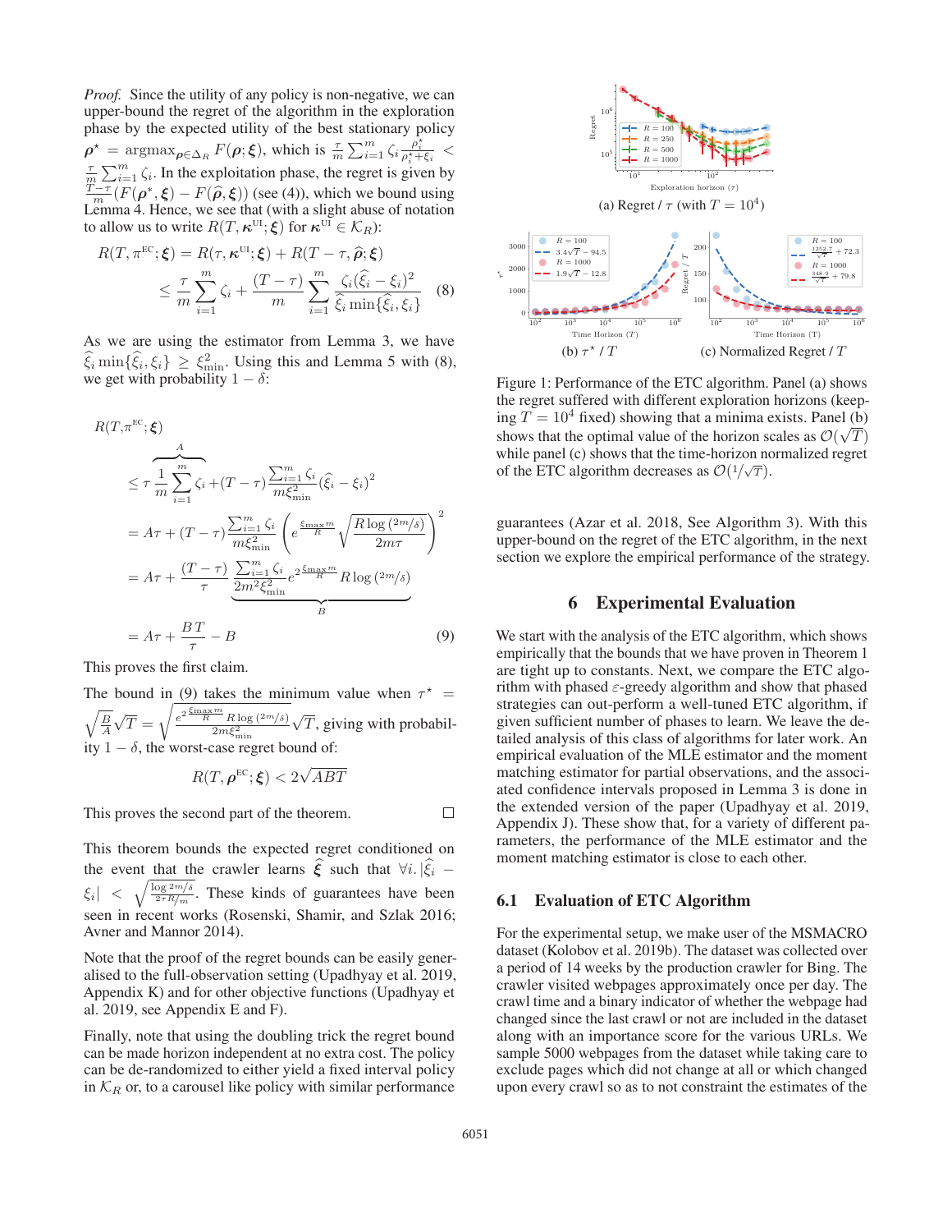*Proof.* Since the utility of any policy is non-negative, we can upper-bound the regret of the algorithm in the exploration phase by the expected utility of the best stationary policy $\boldsymbol{\rho}^\star = \operatorname{argmax}_{\boldsymbol{\rho} \in \Delta_R} F(\boldsymbol{\rho}; \boldsymbol{\xi})$, which is $\frac{\tau}{m} \sum_{i=1}^m \zeta_i \frac{\rho_i^\star}{\rho_i^\star + \xi_i} < \frac{\tau}{m} \sum_{i=1}^m \zeta_i$. In the exploitation phase, the regret is given by $\frac{T-\tau}{m}(F(\boldsymbol{\rho}^*, \boldsymbol{\xi}) - F(\widehat{\boldsymbol{\rho}}, \boldsymbol{\xi}))$ (see (4)), which we bound using Lemma 4. Hence, we see that (with a slight abuse of notation to allow us to write $R(T, \boldsymbol{\kappa}^{\text{UI}}; \boldsymbol{\xi})$ for $\boldsymbol{\kappa}^{\text{UI}} \in \mathcal{K}_R$):

$$
\begin{aligned}
R(T, \pi^{\text{EC}}; \boldsymbol{\xi}) &= R(\tau, \boldsymbol{\kappa}^{\text{UI}}; \boldsymbol{\xi}) + R(T - \tau, \widehat{\boldsymbol{\rho}}; \boldsymbol{\xi}) \\
&\leq \frac{\tau}{m} \sum_{i=1}^m \zeta_i + \frac{(T-\tau)}{m} \sum_{i=1}^m \frac{\zeta_i (\widehat{\xi}_i - \xi_i)^2}{\widehat{\xi}_i \min\{\widehat{\xi}_i, \xi_i\}} \quad (8)
\end{aligned}
$$

As we are using the estimator from Lemma 3, we have $\widehat{\xi}_i \min\{\widehat{\xi}_i, \xi_i\} \geq \xi_{\min}^2$. Using this and Lemma 5 with (8), we get with probability $1 - \delta$:

$$
\begin{aligned}
&R(T, \pi^{\text{EC}}; \boldsymbol{\xi}) \\
&\leq \tau \overbrace{\frac{1}{m} \sum_{i=1}^m \zeta_i}^{A} + (T - \tau) \frac{\sum_{i=1}^m \zeta_i}{m \xi_{\min}^2} (\widehat{\xi}_i - \xi_i)^2 \\
&= A\tau + (T - \tau) \frac{\sum_{i=1}^m \zeta_i}{m \xi_{\min}^2} \left( e^{\frac{\xi_{\max} m}{R}} \sqrt{\frac{R \log(2m/\delta)}{2m\tau}} \right)^2 \\
&= A\tau + \frac{(T-\tau)}{\tau} \underbrace{\frac{\sum_{i=1}^m \zeta_i}{2m^2 \xi_{\min}^2} e^{2\frac{\xi_{\max} m}{R}} R \log(2m/\delta)}_{B} \\
&= A\tau + \frac{BT}{\tau} - B \quad (9)
\end{aligned}
$$

This proves the first claim.

The bound in (9) takes the minimum value when $\tau^\star = \sqrt{\frac{B}{A}} \sqrt{T} = \sqrt{\frac{e^{2\frac{\xi_{\max} m}{R}} R \log(2m/\delta)}{2m\xi_{\min}^2}} \sqrt{T}$, giving with probability $1 - \delta$, the worst-case regret bound of:

$$
R(T, \boldsymbol{\rho}^{\text{EC}}; \boldsymbol{\xi}) < 2\sqrt{ABT}
$$

This proves the second part of the theorem. □

This theorem bounds the expected regret conditioned on the event that the crawler learns $\widehat{\boldsymbol{\xi}}$ such that $\forall i. |\widehat{\xi}_i - \xi_i| < \sqrt{\frac{\log 2m/\delta}{2\tau R/m}}$. These kinds of guarantees have been seen in recent works (Rosenski, Shamir, and Szlak 2016; Avner and Mannor 2014).

Note that the proof of the regret bounds can be easily generalised to the full-observation setting (Upadhyay et al. 2019, Appendix K) and for other objective functions (Upadhyay et al. 2019, see Appendix E and F).

Finally, note that using the doubling trick the regret bound can be made horizon independent at no extra cost. The policy can be de-randomized to either yield a fixed interval policy in $\mathcal{K}_R$ or, to a carousel like policy with similar performance guarantees (Azar et al. 2018, See Algorithm 3). With this upper-bound on the regret of the ETC algorithm, in the next section we explore the empirical performance of the strategy.

Figure 1: Performance of the ETC algorithm. Panel (a) shows the regret suffered with different exploration horizons (keeping $T = 10^4$ fixed) showing that a minima exists. Panel (b) shows that the optimal value of the horizon scales as $\mathcal{O}(\sqrt{T})$ while panel (c) shows that the time-horizon normalized regret of the ETC algorithm decreases as $\mathcal{O}(1/\sqrt{T})$.

## 6 Experimental Evaluation

We start with the analysis of the ETC algorithm, which shows empirically that the bounds that we have proven in Theorem 1 are tight up to constants. Next, we compare the ETC algorithm with phased $\varepsilon$-greedy algorithm and show that phased strategies can out-perform a well-tuned ETC algorithm, if given sufficient number of phases to learn. We leave the detailed analysis of this class of algorithms for later work. An empirical evaluation of the MLE estimator and the moment matching estimator for partial observations, and the associated confidence intervals proposed in Lemma 3 is done in the extended version of the paper (Upadhyay et al. 2019, Appendix J). These show that, for a variety of different parameters, the performance of the MLE estimator and the moment matching estimator is close to each other.

### 6.1 Evaluation of ETC Algorithm

For the experimental setup, we make user of the MSMACRO dataset (Kolobov et al. 2019b). The dataset was collected over a period of 14 weeks by the production crawler for Bing. The crawler visited webpages approximately once per day. The crawl time and a binary indicator of whether the webpage had changed since the last crawl or not are included in the dataset along with an importance score for the various URLs. We sample 5000 webpages from the dataset while taking care to exclude pages which did not change at all or which changed upon every crawl so as to not constraint the estimates of the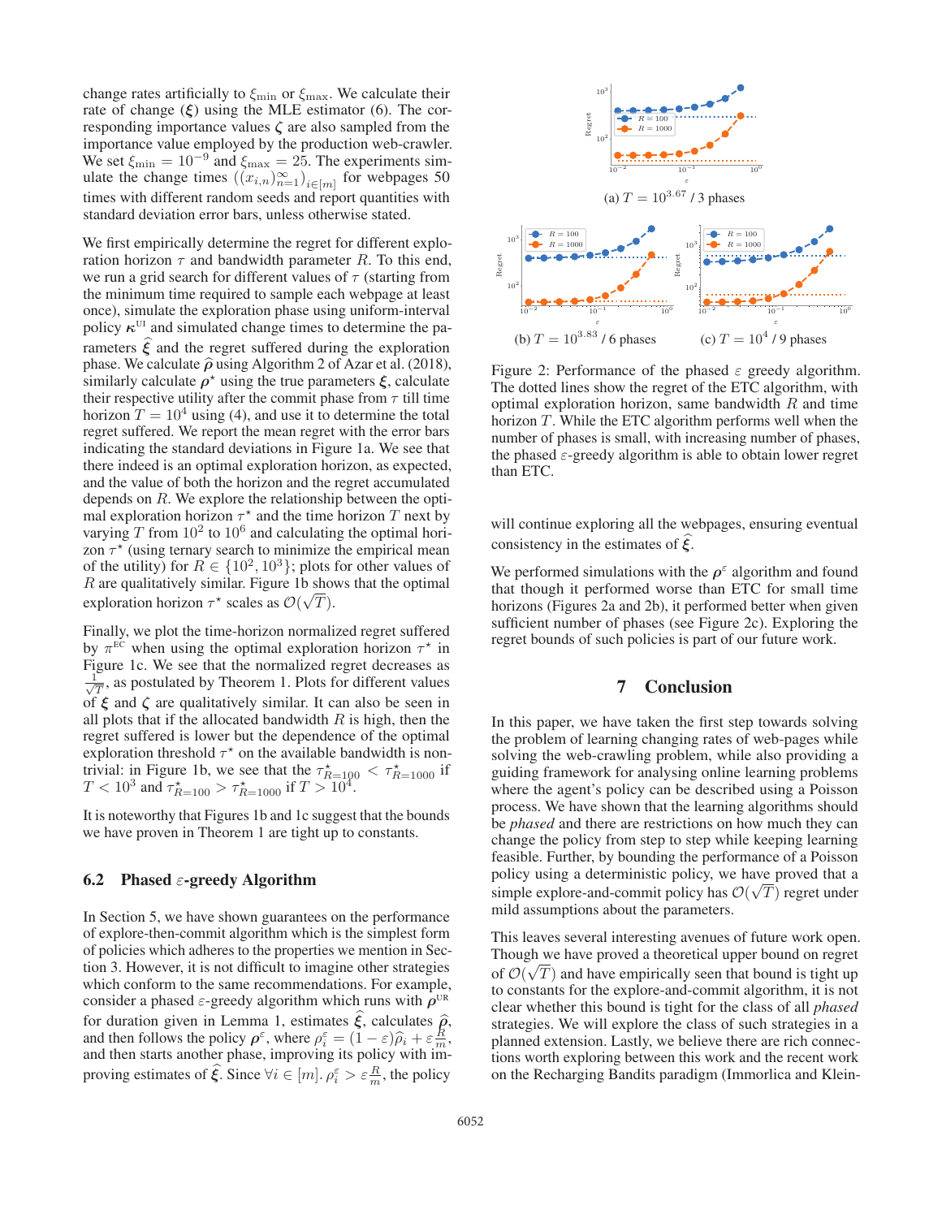change rates artificially to $\xi_{\min}$ or $\xi_{\max}$. We calculate their rate of change ($\boldsymbol{\xi}$) using the MLE estimator (6). The corresponding importance values $\boldsymbol{\zeta}$ are also sampled from the importance value employed by the production web-crawler. We set $\xi_{\min} = 10^{-9}$ and $\xi_{\max} = 25$. The experiments simulate the change times $((x_{i,n})_{n=1}^{\infty})_{i \in [m]}$ for webpages 50 times with different random seeds and report quantities with standard deviation error bars, unless otherwise stated.

We first empirically determine the regret for different exploration horizon $\tau$ and bandwidth parameter $R$. To this end, we run a grid search for different values of $\tau$ (starting from the minimum time required to sample each webpage at least once), simulate the exploration phase using uniform-interval policy $\boldsymbol{\kappa}^{\text{UI}}$ and simulated change times to determine the parameters $\widehat{\boldsymbol{\xi}}$ and the regret suffered during the exploration phase. We calculate $\widehat{\boldsymbol{\rho}}$ using Algorithm 2 of Azar et al. (2018), similarly calculate $\boldsymbol{\rho}^{\star}$ using the true parameters $\boldsymbol{\xi}$, calculate their respective utility after the commit phase from $\tau$ till time horizon $T = 10^4$ using (4), and use it to determine the total regret suffered. We report the mean regret with the error bars indicating the standard deviations in Figure 1a. We see that there indeed is an optimal exploration horizon, as expected, and the value of both the horizon and the regret accumulated depends on $R$. We explore the relationship between the optimal exploration horizon $\tau^{\star}$ and the time horizon $T$ next by varying $T$ from $10^2$ to $10^6$ and calculating the optimal horizon $\tau^{\star}$ (using ternary search to minimize the empirical mean of the utility) for $R \in \{10^2, 10^3\}$; plots for other values of $R$ are qualitatively similar. Figure 1b shows that the optimal exploration horizon $\tau^{\star}$ scales as $\mathcal{O}(\sqrt{T})$.

Finally, we plot the time-horizon normalized regret suffered by $\pi^{\text{EC}}$ when using the optimal exploration horizon $\tau^{\star}$ in Figure 1c. We see that the normalized regret decreases as $\frac{1}{\sqrt{T}}$, as postulated by Theorem 1. Plots for different values of $\boldsymbol{\xi}$ and $\boldsymbol{\zeta}$ are qualitatively similar. It can also be seen in all plots that if the allocated bandwidth $R$ is high, then the regret suffered is lower but the dependence of the optimal exploration threshold $\tau^{\star}$ on the available bandwidth is non-trivial: in Figure 1b, we see that the $\tau^{\star}_{R=100} < \tau^{\star}_{R=1000}$ if $T < 10^3$ and $\tau^{\star}_{R=100} > \tau^{\star}_{R=1000}$ if $T > 10^4$.

It is noteworthy that Figures 1b and 1c suggest that the bounds we have proven in Theorem 1 are tight up to constants.

### 6.2 Phased $\varepsilon$-greedy Algorithm

In Section 5, we have shown guarantees on the performance of explore-then-commit algorithm which is the simplest form of policies which adheres to the properties we mention in Section 3. However, it is not difficult to imagine other strategies which conform to the same recommendations. For example, consider a phased $\varepsilon$-greedy algorithm which runs with $\boldsymbol{\rho}^{\text{UR}}$ for duration given in Lemma 1, estimates $\widehat{\boldsymbol{\xi}}$, calculates $\widehat{\boldsymbol{\rho}}$, and then follows the policy $\boldsymbol{\rho}^{\varepsilon}$, where $\rho_i^{\varepsilon} = (1-\varepsilon)\widehat{\rho}_i + \varepsilon \frac{R}{m}$, and then starts another phase, improving its policy with improving estimates of $\widehat{\boldsymbol{\xi}}$. Since $\forall i \in [m].\ \rho_i^{\varepsilon} > \varepsilon \frac{R}{m}$, the policy will continue exploring all the webpages, ensuring eventual consistency in the estimates of $\widehat{\boldsymbol{\xi}}$.

(a) $T = 10^{3.67}$ / 3 phases

(b) $T = 10^{3.83}$ / 6 phases

(c) $T = 10^4$ / 9 phases

Figure 2: Performance of the phased $\varepsilon$ greedy algorithm. The dotted lines show the regret of the ETC algorithm, with optimal exploration horizon, same bandwidth $R$ and time horizon $T$. While the ETC algorithm performs well when the number of phases is small, with increasing number of phases, the phased $\varepsilon$-greedy algorithm is able to obtain lower regret than ETC.

We performed simulations with the $\boldsymbol{\rho}^{\varepsilon}$ algorithm and found that though it performed worse than ETC for small time horizons (Figures 2a and 2b), it performed better when given sufficient number of phases (see Figure 2c). Exploring the regret bounds of such policies is part of our future work.

## 7 Conclusion

In this paper, we have taken the first step towards solving the problem of learning changing rates of web-pages while solving the web-crawling problem, while also providing a guiding framework for analysing online learning problems where the agent's policy can be described using a Poisson process. We have shown that the learning algorithms should be *phased* and there are restrictions on how much they can change the policy from step to step while keeping learning feasible. Further, by bounding the performance of a Poisson policy using a deterministic policy, we have proved that a simple explore-and-commit policy has $\mathcal{O}(\sqrt{T})$ regret under mild assumptions about the parameters.

This leaves several interesting avenues of future work open. Though we have proved a theoretical upper bound on regret of $\mathcal{O}(\sqrt{T})$ and have empirically seen that bound is tight up to constants for the explore-and-commit algorithm, it is not clear whether this bound is tight for the class of all *phased* strategies. We will explore the class of such strategies in a planned extension. Lastly, we believe there are rich connections worth exploring between this work and the recent work on the Recharging Bandits paradigm (Immorlica and Klein-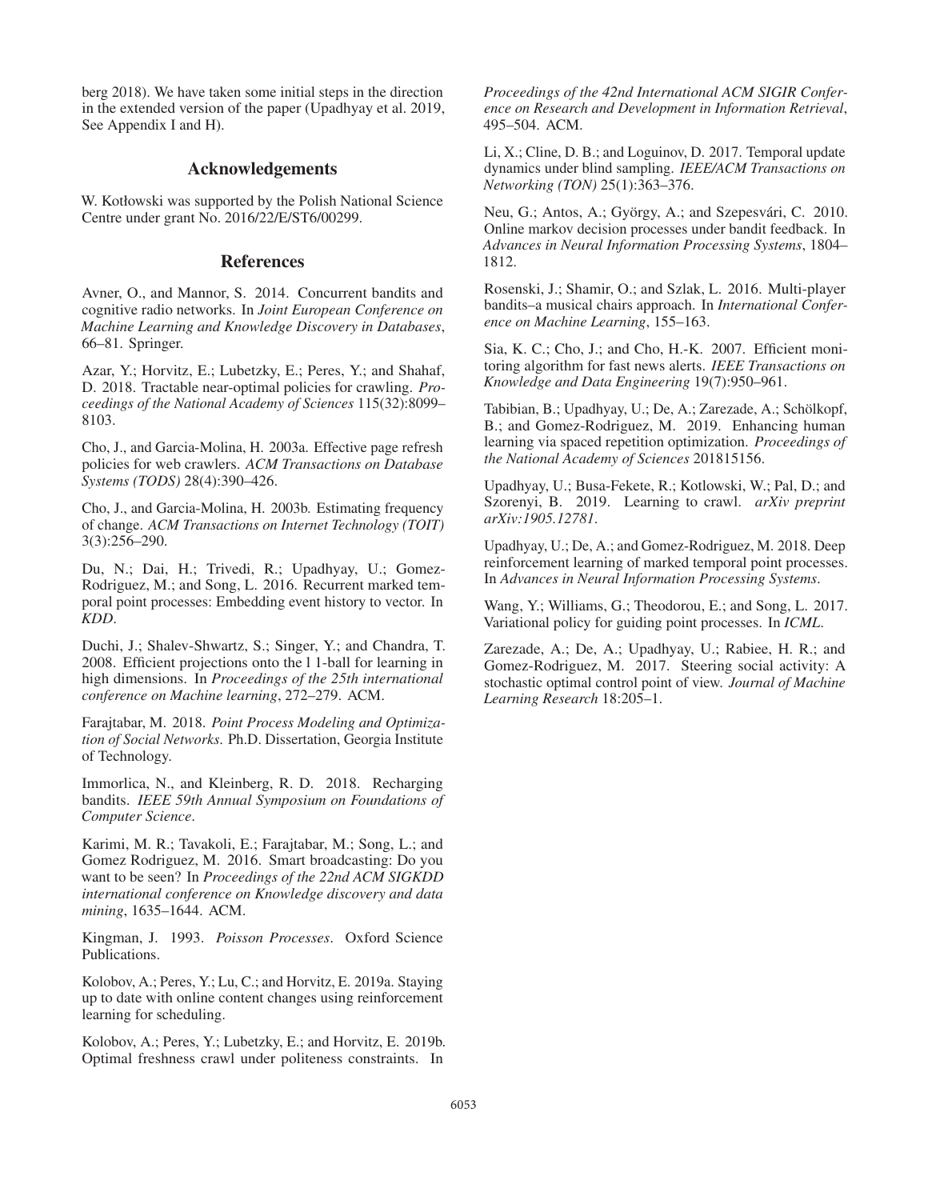berg 2018). We have taken some initial steps in the direction in the extended version of the paper (Upadhyay et al. 2019, See Appendix I and H).

## Acknowledgements

W. Kotłowski was supported by the Polish National Science Centre under grant No. 2016/22/E/ST6/00299.

## References

Avner, O., and Mannor, S. 2014. Concurrent bandits and cognitive radio networks. In *Joint European Conference on Machine Learning and Knowledge Discovery in Databases*, 66–81. Springer.

Azar, Y.; Horvitz, E.; Lubetzky, E.; Peres, Y.; and Shahaf, D. 2018. Tractable near-optimal policies for crawling. *Proceedings of the National Academy of Sciences* 115(32):8099–8103.

Cho, J., and Garcia-Molina, H. 2003a. Effective page refresh policies for web crawlers. *ACM Transactions on Database Systems (TODS)* 28(4):390–426.

Cho, J., and Garcia-Molina, H. 2003b. Estimating frequency of change. *ACM Transactions on Internet Technology (TOIT)* 3(3):256–290.

Du, N.; Dai, H.; Trivedi, R.; Upadhyay, U.; Gomez-Rodriguez, M.; and Song, L. 2016. Recurrent marked temporal point processes: Embedding event history to vector. In *KDD*.

Duchi, J.; Shalev-Shwartz, S.; Singer, Y.; and Chandra, T. 2008. Efficient projections onto the l 1-ball for learning in high dimensions. In *Proceedings of the 25th international conference on Machine learning*, 272–279. ACM.

Farajtabar, M. 2018. *Point Process Modeling and Optimization of Social Networks*. Ph.D. Dissertation, Georgia Institute of Technology.

Immorlica, N., and Kleinberg, R. D. 2018. Recharging bandits. *IEEE 59th Annual Symposium on Foundations of Computer Science*.

Karimi, M. R.; Tavakoli, E.; Farajtabar, M.; Song, L.; and Gomez Rodriguez, M. 2016. Smart broadcasting: Do you want to be seen? In *Proceedings of the 22nd ACM SIGKDD international conference on Knowledge discovery and data mining*, 1635–1644. ACM.

Kingman, J. 1993. *Poisson Processes*. Oxford Science Publications.

Kolobov, A.; Peres, Y.; Lu, C.; and Horvitz, E. 2019a. Staying up to date with online content changes using reinforcement learning for scheduling.

Kolobov, A.; Peres, Y.; Lubetzky, E.; and Horvitz, E. 2019b. Optimal freshness crawl under politeness constraints. In *Proceedings of the 42nd International ACM SIGIR Conference on Research and Development in Information Retrieval*, 495–504. ACM.

Li, X.; Cline, D. B.; and Loguinov, D. 2017. Temporal update dynamics under blind sampling. *IEEE/ACM Transactions on Networking (TON)* 25(1):363–376.

Neu, G.; Antos, A.; György, A.; and Szepesvári, C. 2010. Online markov decision processes under bandit feedback. In *Advances in Neural Information Processing Systems*, 1804–1812.

Rosenski, J.; Shamir, O.; and Szlak, L. 2016. Multi-player bandits–a musical chairs approach. In *International Conference on Machine Learning*, 155–163.

Sia, K. C.; Cho, J.; and Cho, H.-K. 2007. Efficient monitoring algorithm for fast news alerts. *IEEE Transactions on Knowledge and Data Engineering* 19(7):950–961.

Tabibian, B.; Upadhyay, U.; De, A.; Zarezade, A.; Schölkopf, B.; and Gomez-Rodriguez, M. 2019. Enhancing human learning via spaced repetition optimization. *Proceedings of the National Academy of Sciences* 201815156.

Upadhyay, U.; Busa-Fekete, R.; Kotlowski, W.; Pal, D.; and Szorenyi, B. 2019. Learning to crawl. *arXiv preprint arXiv:1905.12781*.

Upadhyay, U.; De, A.; and Gomez-Rodriguez, M. 2018. Deep reinforcement learning of marked temporal point processes. In *Advances in Neural Information Processing Systems*.

Wang, Y.; Williams, G.; Theodorou, E.; and Song, L. 2017. Variational policy for guiding point processes. In *ICML*.

Zarezade, A.; De, A.; Upadhyay, U.; Rabiee, H. R.; and Gomez-Rodriguez, M. 2017. Steering social activity: A stochastic optimal control point of view. *Journal of Machine Learning Research* 18:205–1.